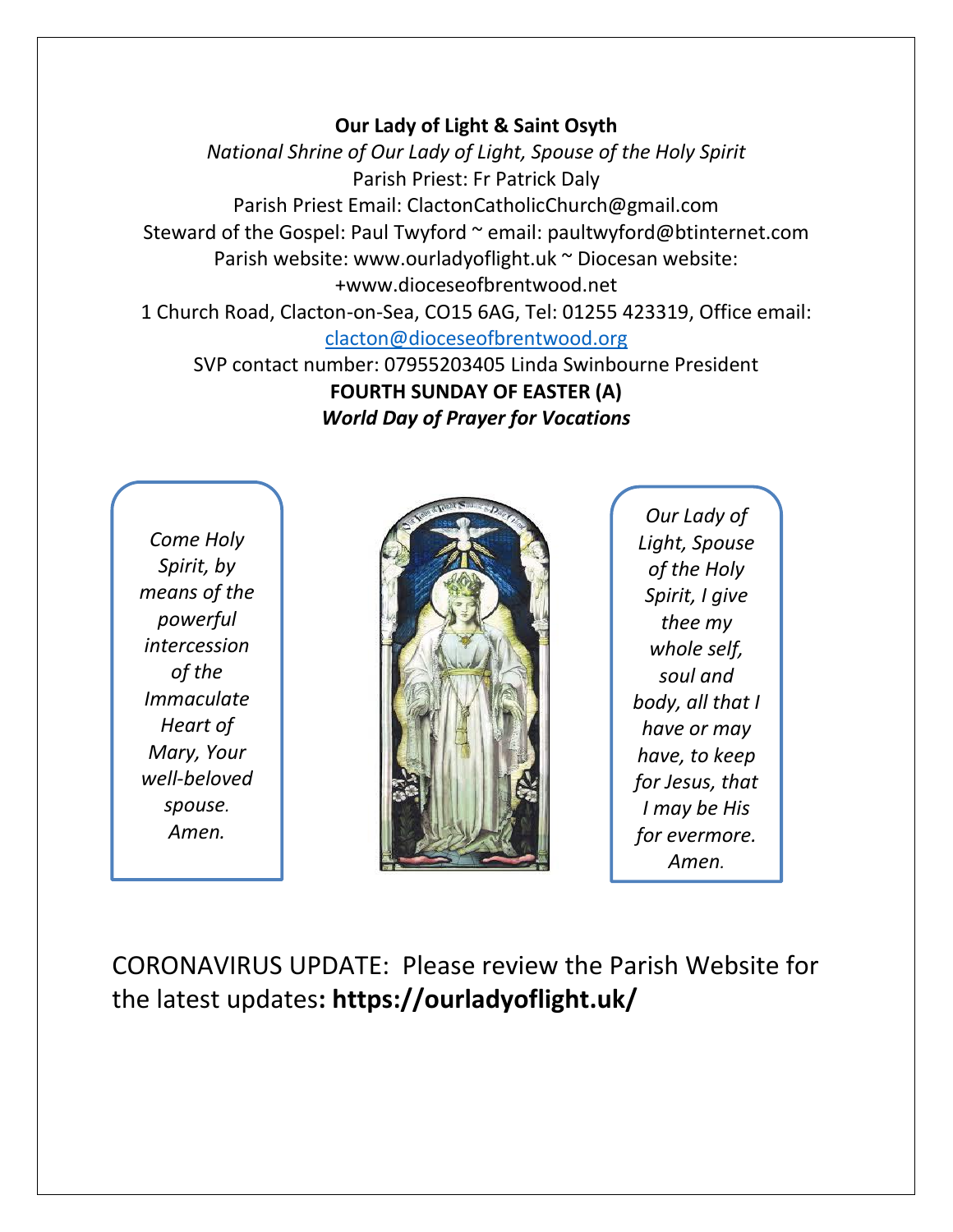**Our Lady of Light & Saint Osyth**

*National Shrine of Our Lady of Light, Spouse of the Holy Spirit*

Parish Priest: Fr Patrick Daly

Parish Priest Email: ClactonCatholicChurch@gmail.com

Steward of the Gospel: Paul Twyford ~ email: paultwyford@btinternet.com

Parish website: www.ourladyoflight.uk ~ Diocesan website: +www.dioceseofbrentwood.net

1 Church Road, Clacton-on-Sea, CO15 6AG, Tel: 01255 423319, Office email: clacton@dioceseofbrentwood.org

SVP contact number: 07955203405 Linda Swinbourne President

**FOURTH SUNDAY OF EASTER (A)**

***World Day of Prayer for Vocations***

*Come Holy Spirit, by means of the powerful intercession of the Immaculate Heart of Mary, Your well-beloved spouse. Amen.*

*Our Lady of Light, Spouse of the Holy Spirit, I give thee my whole self, soul and body, all that I have or may have, to keep for Jesus, that I may be His for evermore. Amen.*

CORONAVIRUS UPDATE: Please review the Parish Website for the latest updates**: https://ourladyoflight.uk/**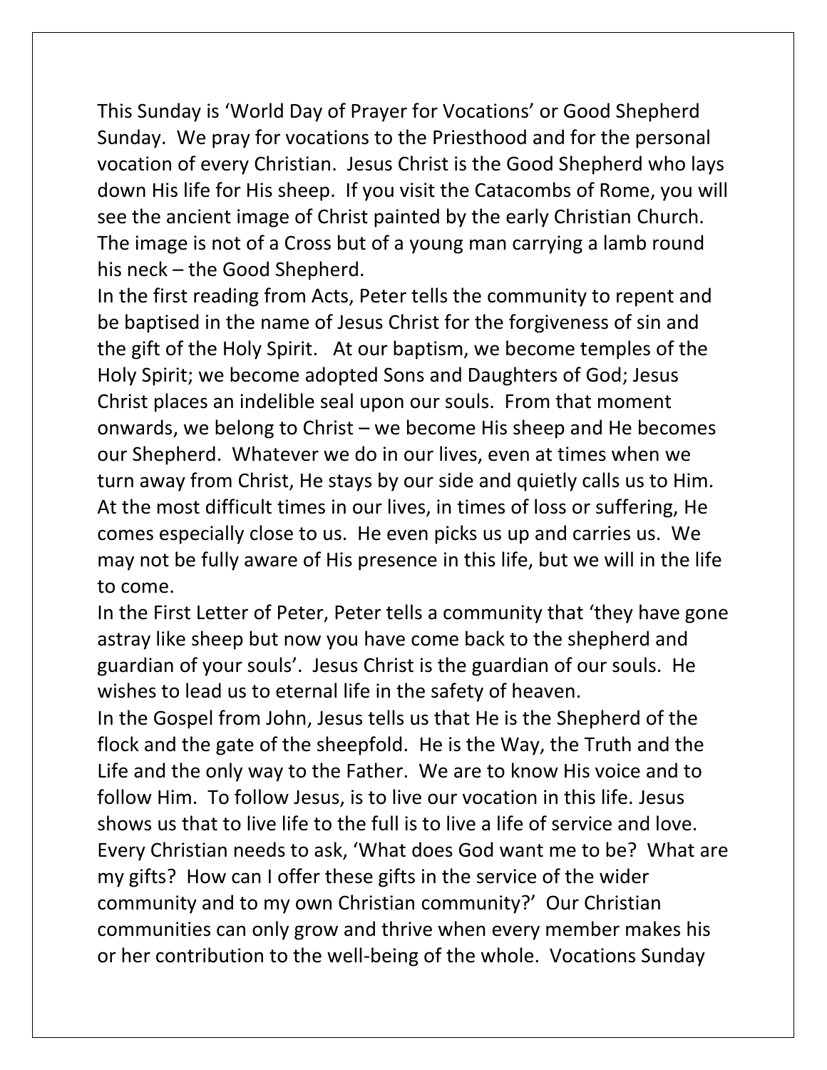This Sunday is 'World Day of Prayer for Vocations' or Good Shepherd Sunday. We pray for vocations to the Priesthood and for the personal vocation of every Christian. Jesus Christ is the Good Shepherd who lays down His life for His sheep. If you visit the Catacombs of Rome, you will see the ancient image of Christ painted by the early Christian Church. The image is not of a Cross but of a young man carrying a lamb round his neck – the Good Shepherd.

In the first reading from Acts, Peter tells the community to repent and be baptised in the name of Jesus Christ for the forgiveness of sin and the gift of the Holy Spirit. At our baptism, we become temples of the Holy Spirit; we become adopted Sons and Daughters of God; Jesus Christ places an indelible seal upon our souls. From that moment onwards, we belong to Christ – we become His sheep and He becomes our Shepherd. Whatever we do in our lives, even at times when we turn away from Christ, He stays by our side and quietly calls us to Him. At the most difficult times in our lives, in times of loss or suffering, He comes especially close to us. He even picks us up and carries us. We may not be fully aware of His presence in this life, but we will in the life to come.

In the First Letter of Peter, Peter tells a community that 'they have gone astray like sheep but now you have come back to the shepherd and guardian of your souls'. Jesus Christ is the guardian of our souls. He wishes to lead us to eternal life in the safety of heaven.

In the Gospel from John, Jesus tells us that He is the Shepherd of the flock and the gate of the sheepfold. He is the Way, the Truth and the Life and the only way to the Father. We are to know His voice and to follow Him. To follow Jesus, is to live our vocation in this life. Jesus shows us that to live life to the full is to live a life of service and love. Every Christian needs to ask, 'What does God want me to be? What are my gifts? How can I offer these gifts in the service of the wider community and to my own Christian community?' Our Christian communities can only grow and thrive when every member makes his or her contribution to the well-being of the whole. Vocations Sunday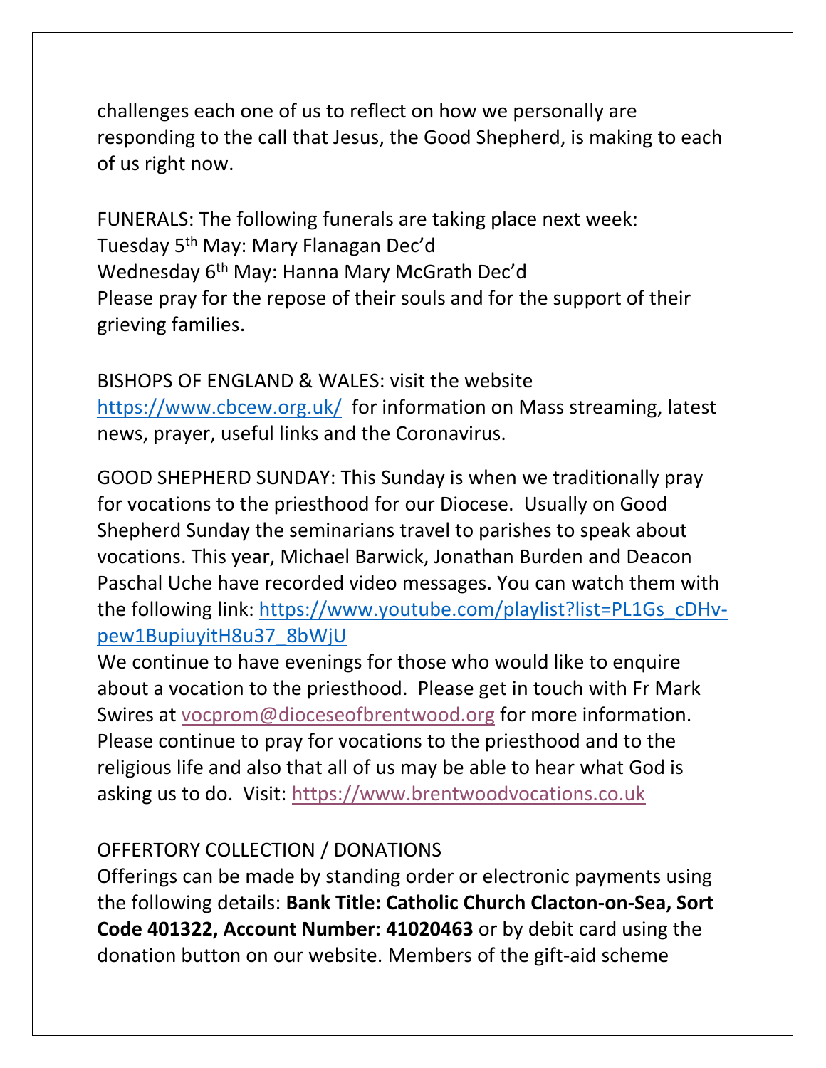challenges each one of us to reflect on how we personally are responding to the call that Jesus, the Good Shepherd, is making to each of us right now.

FUNERALS: The following funerals are taking place next week:
Tuesday 5th May: Mary Flanagan Dec'd
Wednesday 6th May: Hanna Mary McGrath Dec'd
Please pray for the repose of their souls and for the support of their grieving families.

BISHOPS OF ENGLAND & WALES: visit the website https://www.cbcew.org.uk/ for information on Mass streaming, latest news, prayer, useful links and the Coronavirus.

GOOD SHEPHERD SUNDAY: This Sunday is when we traditionally pray for vocations to the priesthood for our Diocese. Usually on Good Shepherd Sunday the seminarians travel to parishes to speak about vocations. This year, Michael Barwick, Jonathan Burden and Deacon Paschal Uche have recorded video messages. You can watch them with the following link: https://www.youtube.com/playlist?list=PL1Gs_cDHv-pew1BupiuyitH8u37_8bWjU
We continue to have evenings for those who would like to enquire about a vocation to the priesthood. Please get in touch with Fr Mark Swires at vocprom@dioceseofbrentwood.org for more information. Please continue to pray for vocations to the priesthood and to the religious life and also that all of us may be able to hear what God is asking us to do. Visit: https://www.brentwoodvocations.co.uk

OFFERTORY COLLECTION / DONATIONS
Offerings can be made by standing order or electronic payments using the following details: **Bank Title: Catholic Church Clacton-on-Sea, Sort Code 401322, Account Number: 41020463** or by debit card using the donation button on our website. Members of the gift-aid scheme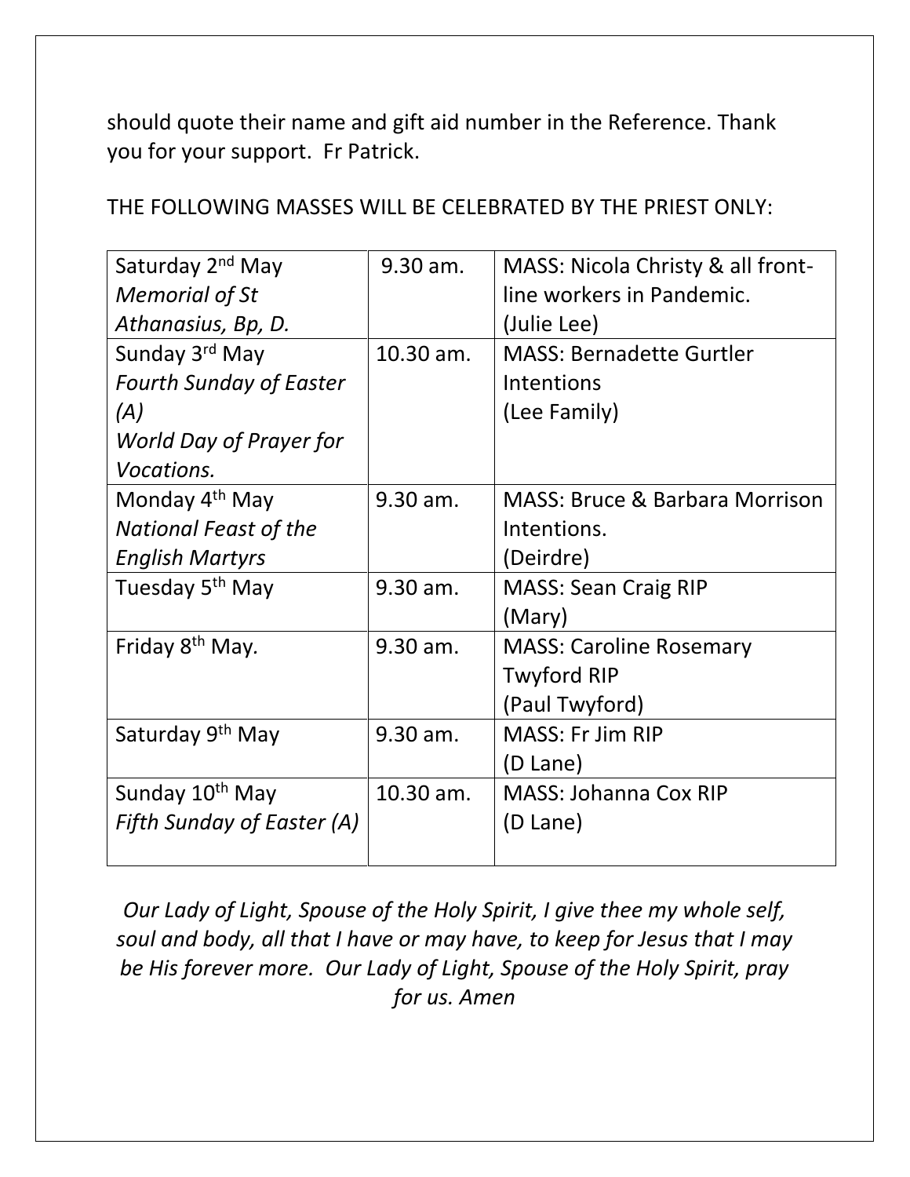should quote their name and gift aid number in the Reference. Thank you for your support. Fr Patrick.

THE FOLLOWING MASSES WILL BE CELEBRATED BY THE PRIEST ONLY:

| | | |
|---|---|---|
| Saturday 2nd May *Memorial of St Athanasius, Bp, D.* | 9.30 am. | MASS: Nicola Christy & all front-line workers in Pandemic. (Julie Lee) |
| Sunday 3rd May *Fourth Sunday of Easter (A)* *World Day of Prayer for Vocations.* | 10.30 am. | MASS: Bernadette Gurtler Intentions (Lee Family) |
| Monday 4th May *National Feast of the English Martyrs* | 9.30 am. | MASS: Bruce & Barbara Morrison Intentions. (Deirdre) |
| Tuesday 5th May | 9.30 am. | MASS: Sean Craig RIP (Mary) |
| Friday 8th May. | 9.30 am. | MASS: Caroline Rosemary Twyford RIP (Paul Twyford) |
| Saturday 9th May | 9.30 am. | MASS: Fr Jim RIP (D Lane) |
| Sunday 10th May *Fifth Sunday of Easter (A)* | 10.30 am. | MASS: Johanna Cox RIP (D Lane) |

*Our Lady of Light, Spouse of the Holy Spirit, I give thee my whole self, soul and body, all that I have or may have, to keep for Jesus that I may be His forever more. Our Lady of Light, Spouse of the Holy Spirit, pray for us. Amen*